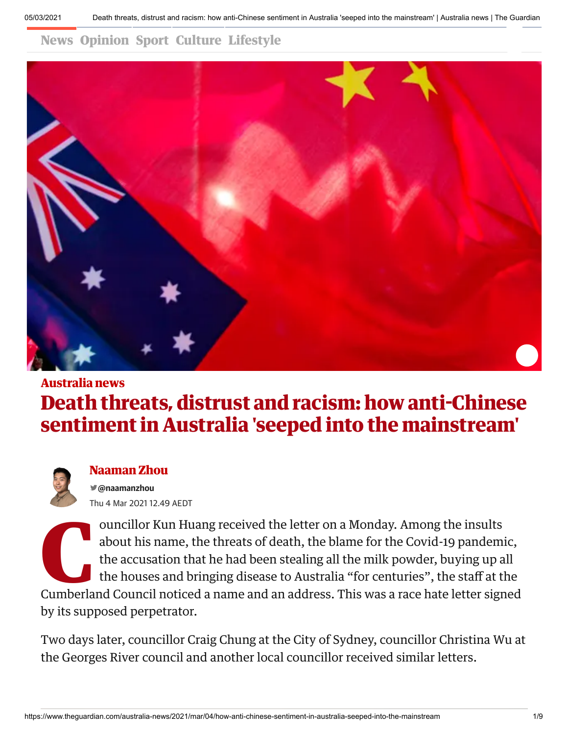Australia news

# Death threats, distrust and racism: how anti-Chinese sentiment in Australia 'seeped into the mainstream'

**Naaman Zhou**

@naamanzhou

Thu 4 Mar 2021 12.49 AEDT

Councillor Kun Huang received the letter on a Monday. Among the insults about his name, the threats of death, the blame for the Covid-19 pandemic, the accusation that he had been stealing all the milk powder, buying up all the houses and bringing disease to Australia "for centuries", the staff at the Cumberland Council noticed a name and an address. This was a race hate letter signed by its supposed perpetrator.

Two days later, councillor Craig Chung at the City of Sydney, councillor Christina Wu at the Georges River council and another local councillor received similar letters.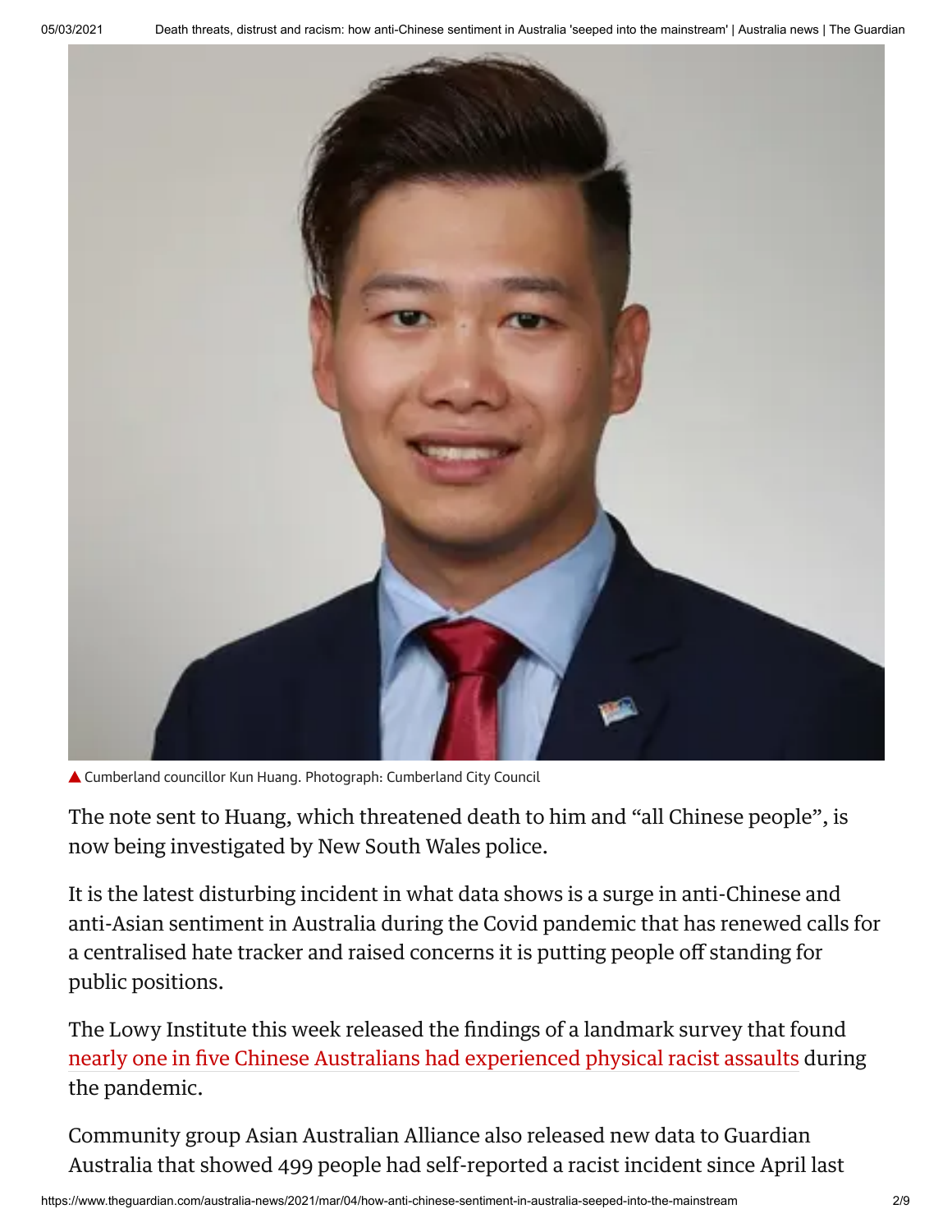▲ Cumberland councillor Kun Huang. Photograph: Cumberland City Council

The note sent to Huang, which threatened death to him and "all Chinese people", is now being investigated by New South Wales police.

It is the latest disturbing incident in what data shows is a surge in anti-Chinese and anti-Asian sentiment in Australia during the Covid pandemic that has renewed calls for a centralised hate tracker and raised concerns it is putting people off standing for public positions.

The Lowy Institute this week released the findings of a landmark survey that found nearly one in five Chinese Australians had experienced physical racist assaults during the pandemic.

Community group Asian Australian Alliance also released new data to Guardian Australia that showed 499 people had self-reported a racist incident since April last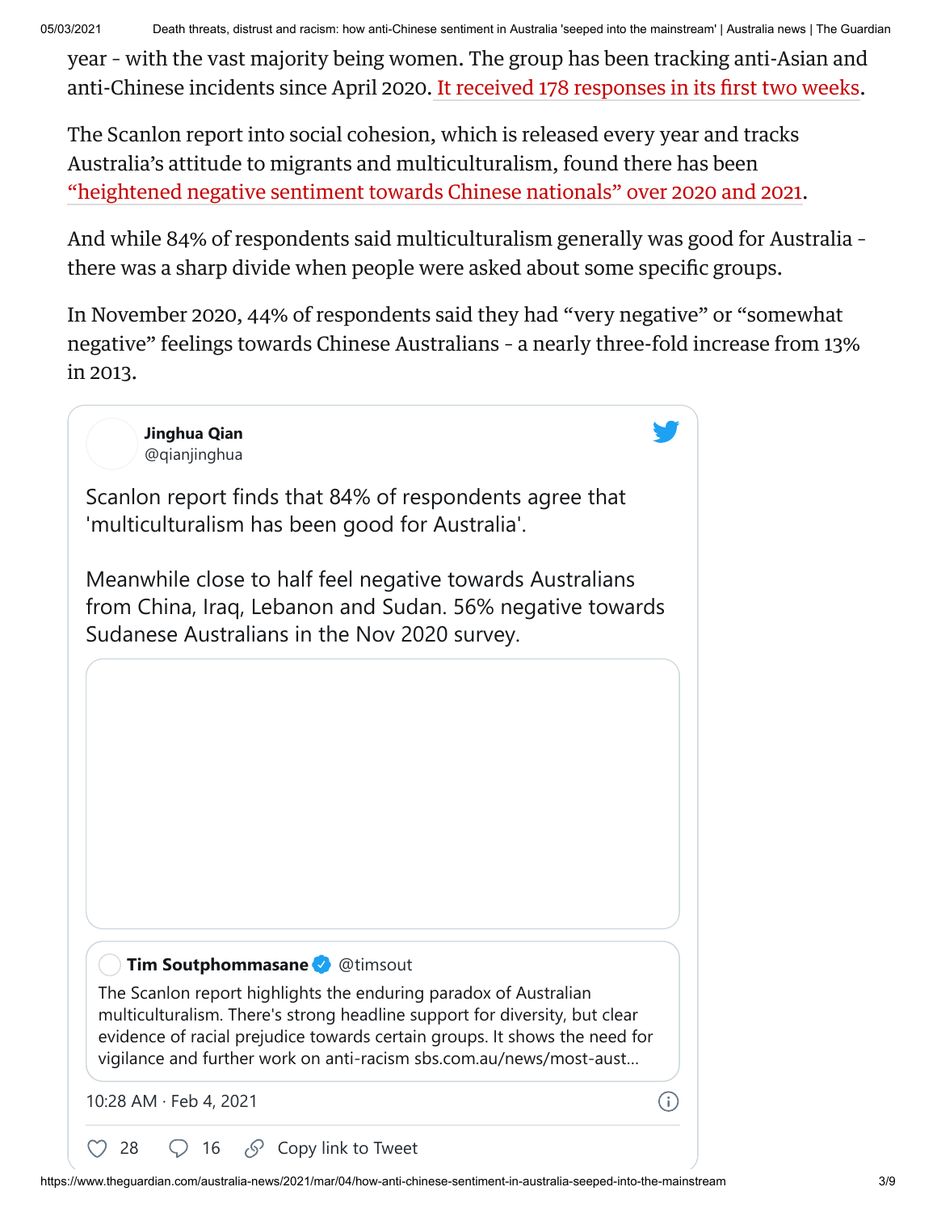year – with the vast majority being women. The group has been tracking anti-Asian and anti-Chinese incidents since April 2020. It received 178 responses in its first two weeks.

The Scanlon report into social cohesion, which is released every year and tracks Australia's attitude to migrants and multiculturalism, found there has been "heightened negative sentiment towards Chinese nationals" over 2020 and 2021.

And while 84% of respondents said multiculturalism generally was good for Australia – there was a sharp divide when people were asked about some specific groups.

In November 2020, 44% of respondents said they had "very negative" or "somewhat negative" feelings towards Chinese Australians – a nearly three-fold increase from 13% in 2013.

> **Jinghua Qian** @qianjinghua
>
> Scanlon report finds that 84% of respondents agree that 'multiculturalism has been good for Australia'.
>
> Meanwhile close to half feel negative towards Australians from China, Iraq, Lebanon and Sudan. 56% negative towards Sudanese Australians in the Nov 2020 survey.
>
> > **Tim Soutphommasane** @timsout
> >
> > The Scanlon report highlights the enduring paradox of Australian multiculturalism. There's strong headline support for diversity, but clear evidence of racial prejudice towards certain groups. It shows the need for vigilance and further work on anti-racism sbs.com.au/news/most-aust…
>
> 10:28 AM · Feb 4, 2021
>
> 28 · 16 · Copy link to Tweet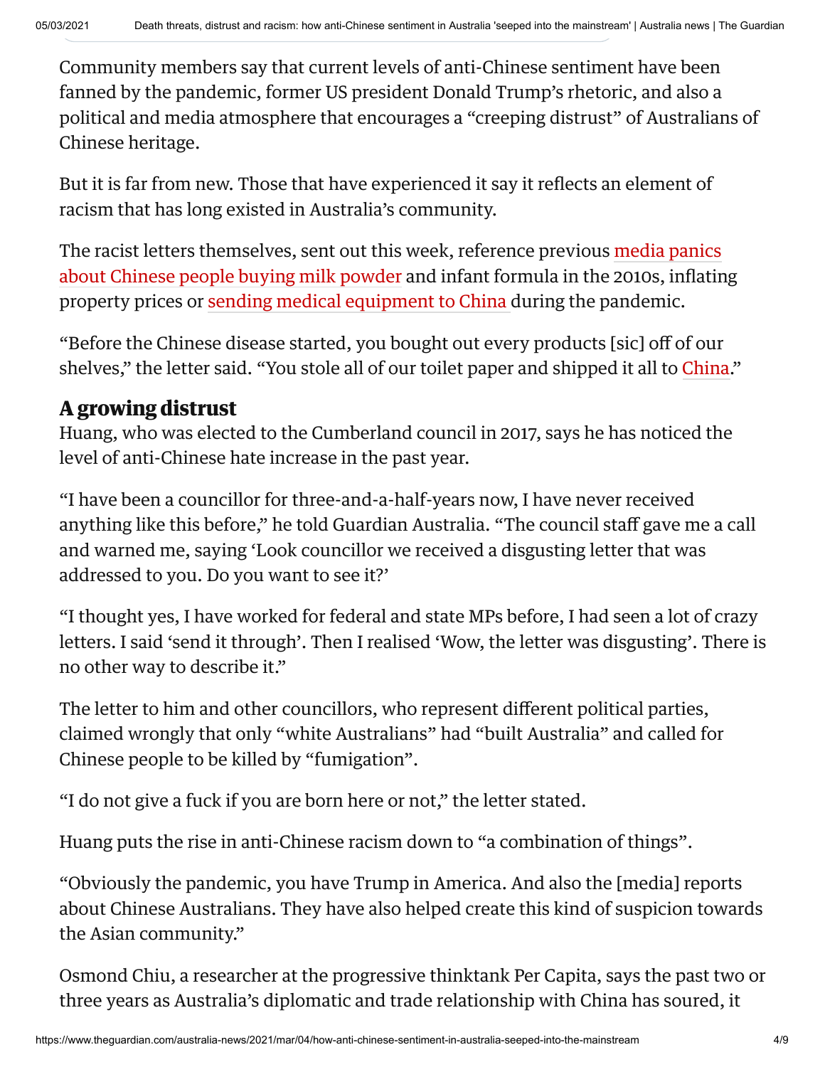Community members say that current levels of anti-Chinese sentiment have been fanned by the pandemic, former US president Donald Trump's rhetoric, and also a political and media atmosphere that encourages a "creeping distrust" of Australians of Chinese heritage.

But it is far from new. Those that have experienced it say it reflects an element of racism that has long existed in Australia's community.

The racist letters themselves, sent out this week, reference previous media panics about Chinese people buying milk powder and infant formula in the 2010s, inflating property prices or sending medical equipment to China during the pandemic.

"Before the Chinese disease started, you bought out every products [sic] off of our shelves," the letter said. "You stole all of our toilet paper and shipped it all to China."

## A growing distrust

Huang, who was elected to the Cumberland council in 2017, says he has noticed the level of anti-Chinese hate increase in the past year.

"I have been a councillor for three-and-a-half-years now, I have never received anything like this before," he told Guardian Australia. "The council staff gave me a call and warned me, saying 'Look councillor we received a disgusting letter that was addressed to you. Do you want to see it?'

"I thought yes, I have worked for federal and state MPs before, I had seen a lot of crazy letters. I said 'send it through'. Then I realised 'Wow, the letter was disgusting'. There is no other way to describe it."

The letter to him and other councillors, who represent different political parties, claimed wrongly that only "white Australians" had "built Australia" and called for Chinese people to be killed by "fumigation".

"I do not give a fuck if you are born here or not," the letter stated.

Huang puts the rise in anti-Chinese racism down to "a combination of things".

"Obviously the pandemic, you have Trump in America. And also the [media] reports about Chinese Australians. They have also helped create this kind of suspicion towards the Asian community."

Osmond Chiu, a researcher at the progressive thinktank Per Capita, says the past two or three years as Australia's diplomatic and trade relationship with China has soured, it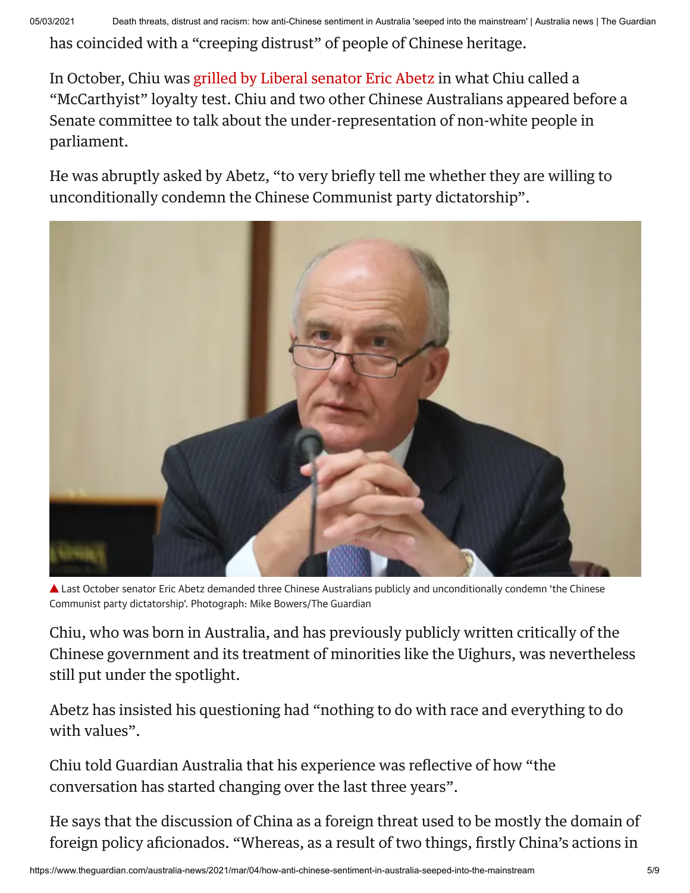has coincided with a "creeping distrust" of people of Chinese heritage.

In October, Chiu was grilled by Liberal senator Eric Abetz in what Chiu called a "McCarthyist" loyalty test. Chiu and two other Chinese Australians appeared before a Senate committee to talk about the under-representation of non-white people in parliament.

He was abruptly asked by Abetz, "to very briefly tell me whether they are willing to unconditionally condemn the Chinese Communist party dictatorship".

▲ Last October senator Eric Abetz demanded three Chinese Australians publicly and unconditionally condemn 'the Chinese Communist party dictatorship'. Photograph: Mike Bowers/The Guardian

Chiu, who was born in Australia, and has previously publicly written critically of the Chinese government and its treatment of minorities like the Uighurs, was nevertheless still put under the spotlight.

Abetz has insisted his questioning had "nothing to do with race and everything to do with values".

Chiu told Guardian Australia that his experience was reflective of how "the conversation has started changing over the last three years".

He says that the discussion of China as a foreign threat used to be mostly the domain of foreign policy aficionados. "Whereas, as a result of two things, firstly China's actions in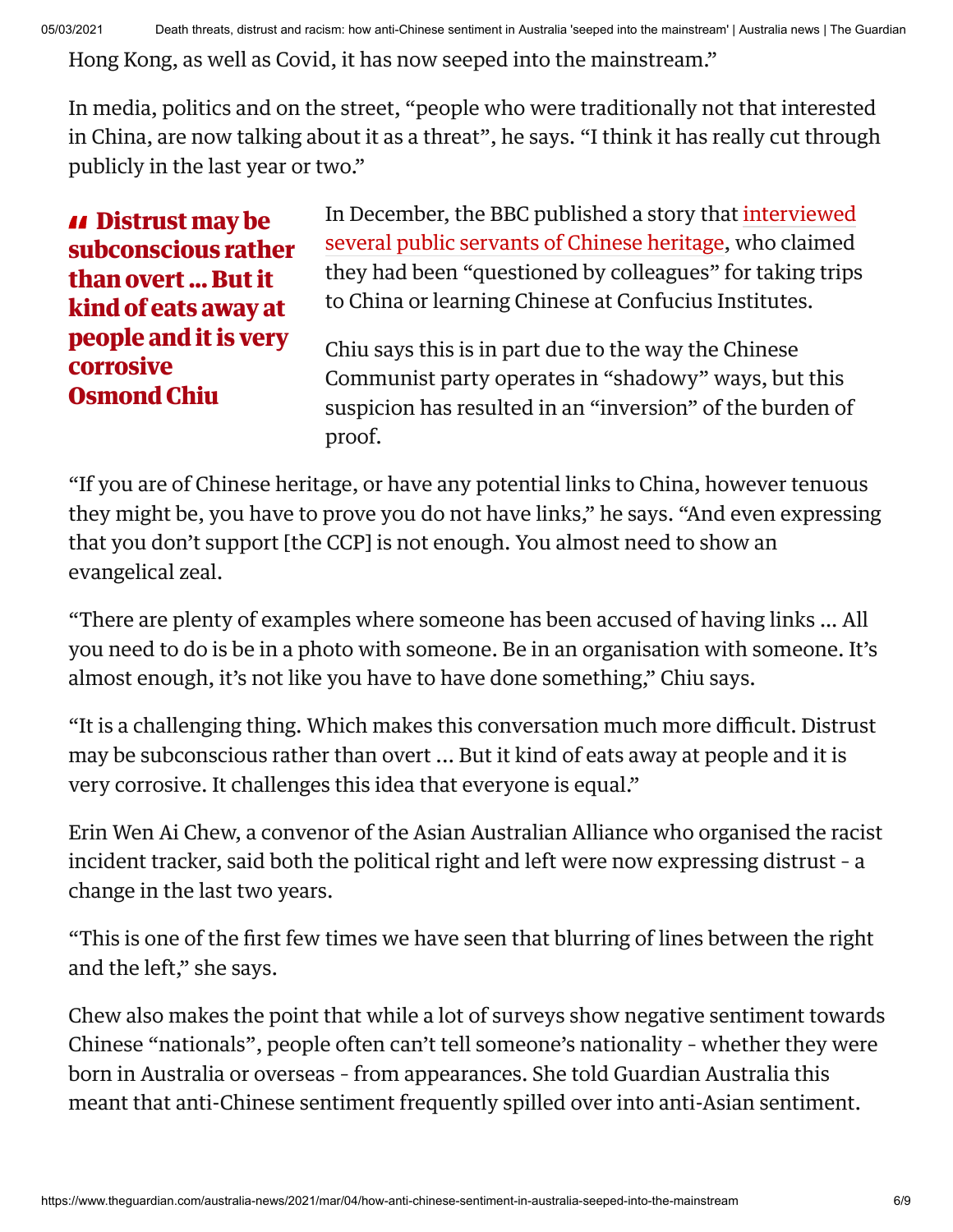Hong Kong, as well as Covid, it has now seeped into the mainstream."

In media, politics and on the street, "people who were traditionally not that interested in China, are now talking about it as a threat", he says. "I think it has really cut through publicly in the last year or two."

> **" Distrust may be subconscious rather than overt ... But it kind of eats away at people and it is very corrosive**
> **Osmond Chiu**

In December, the BBC published a story that interviewed several public servants of Chinese heritage, who claimed they had been "questioned by colleagues" for taking trips to China or learning Chinese at Confucius Institutes.

Chiu says this is in part due to the way the Chinese Communist party operates in "shadowy" ways, but this suspicion has resulted in an "inversion" of the burden of proof.

"If you are of Chinese heritage, or have any potential links to China, however tenuous they might be, you have to prove you do not have links," he says. "And even expressing that you don't support [the CCP] is not enough. You almost need to show an evangelical zeal.

"There are plenty of examples where someone has been accused of having links ... All you need to do is be in a photo with someone. Be in an organisation with someone. It's almost enough, it's not like you have to have done something," Chiu says.

"It is a challenging thing. Which makes this conversation much more difficult. Distrust may be subconscious rather than overt ... But it kind of eats away at people and it is very corrosive. It challenges this idea that everyone is equal."

Erin Wen Ai Chew, a convenor of the Asian Australian Alliance who organised the racist incident tracker, said both the political right and left were now expressing distrust – a change in the last two years.

"This is one of the first few times we have seen that blurring of lines between the right and the left," she says.

Chew also makes the point that while a lot of surveys show negative sentiment towards Chinese "nationals", people often can't tell someone's nationality – whether they were born in Australia or overseas – from appearances. She told Guardian Australia this meant that anti-Chinese sentiment frequently spilled over into anti-Asian sentiment.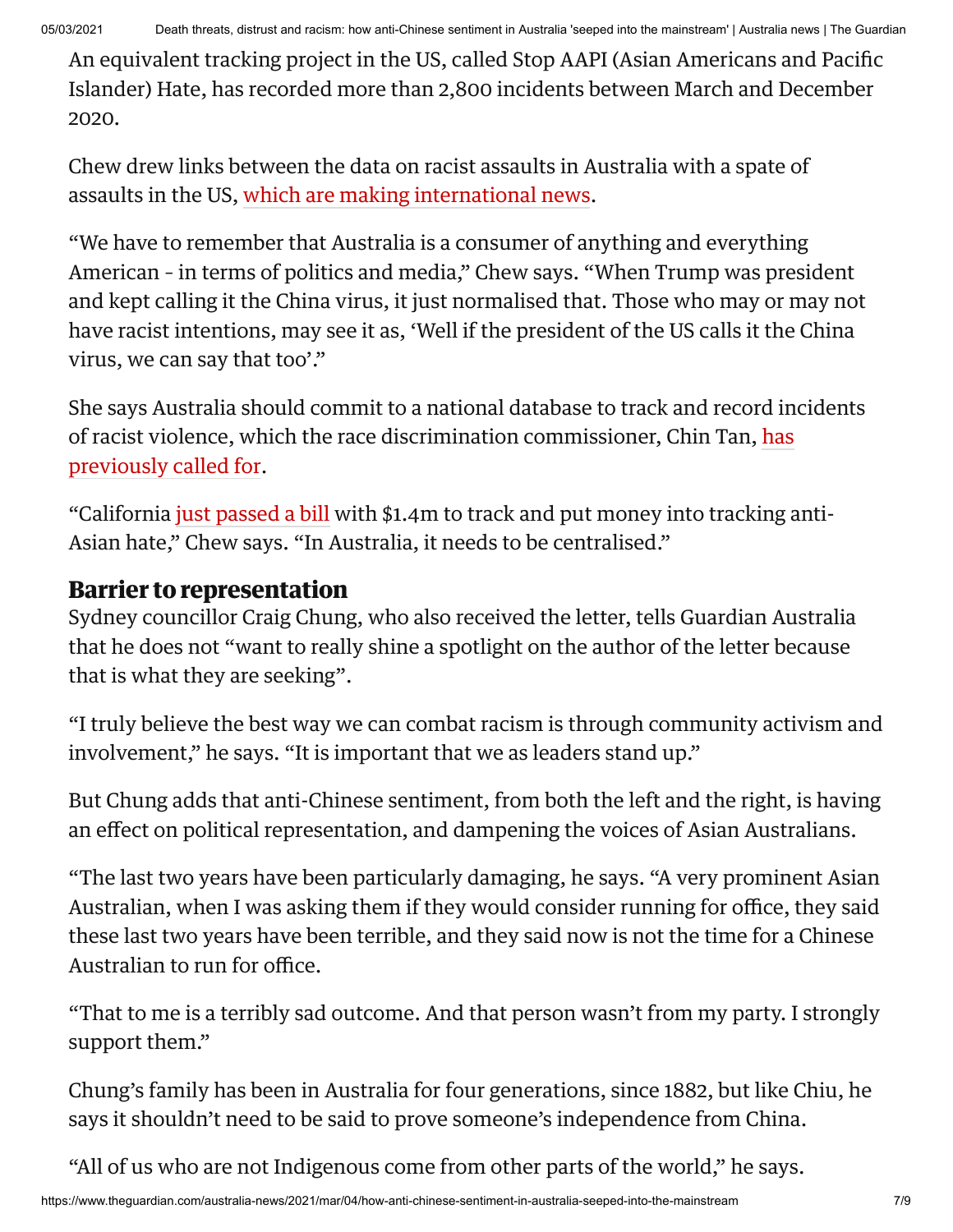An equivalent tracking project in the US, called Stop AAPI (Asian Americans and Pacific Islander) Hate, has recorded more than 2,800 incidents between March and December 2020.

Chew drew links between the data on racist assaults in Australia with a spate of assaults in the US, which are making international news.

"We have to remember that Australia is a consumer of anything and everything American - in terms of politics and media," Chew says. "When Trump was president and kept calling it the China virus, it just normalised that. Those who may or may not have racist intentions, may see it as, 'Well if the president of the US calls it the China virus, we can say that too'."

She says Australia should commit to a national database to track and record incidents of racist violence, which the race discrimination commissioner, Chin Tan, has previously called for.

"California just passed a bill with $1.4m to track and put money into tracking anti-Asian hate," Chew says. "In Australia, it needs to be centralised."

## Barrier to representation

Sydney councillor Craig Chung, who also received the letter, tells Guardian Australia that he does not "want to really shine a spotlight on the author of the letter because that is what they are seeking".

"I truly believe the best way we can combat racism is through community activism and involvement," he says. "It is important that we as leaders stand up."

But Chung adds that anti-Chinese sentiment, from both the left and the right, is having an effect on political representation, and dampening the voices of Asian Australians.

"The last two years have been particularly damaging, he says. "A very prominent Asian Australian, when I was asking them if they would consider running for office, they said these last two years have been terrible, and they said now is not the time for a Chinese Australian to run for office.

"That to me is a terribly sad outcome. And that person wasn't from my party. I strongly support them."

Chung's family has been in Australia for four generations, since 1882, but like Chiu, he says it shouldn't need to be said to prove someone's independence from China.

"All of us who are not Indigenous come from other parts of the world," he says.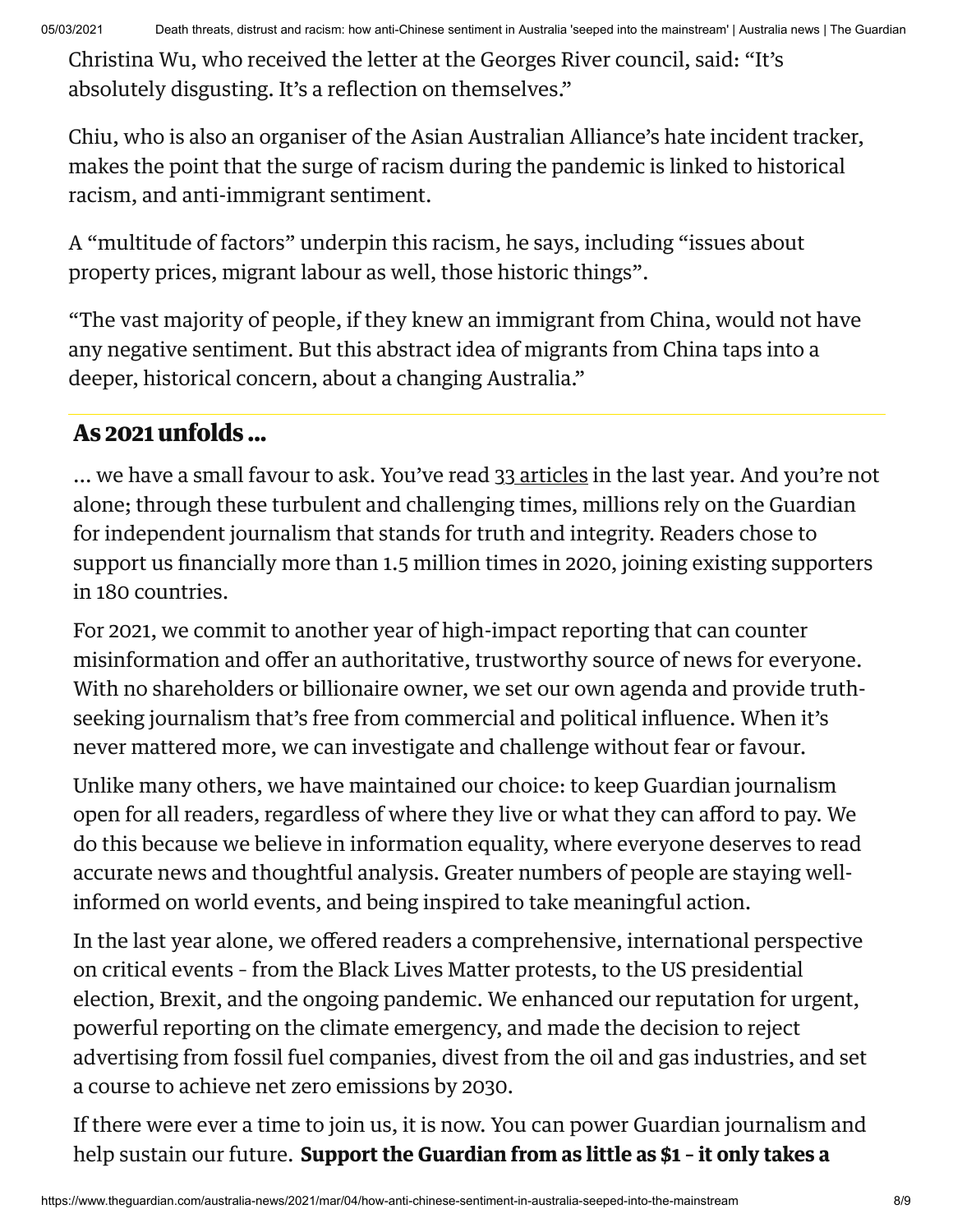Christina Wu, who received the letter at the Georges River council, said: "It's absolutely disgusting. It's a reflection on themselves."

Chiu, who is also an organiser of the Asian Australian Alliance's hate incident tracker, makes the point that the surge of racism during the pandemic is linked to historical racism, and anti-immigrant sentiment.

A "multitude of factors" underpin this racism, he says, including "issues about property prices, migrant labour as well, those historic things".

"The vast majority of people, if they knew an immigrant from China, would not have any negative sentiment. But this abstract idea of migrants from China taps into a deeper, historical concern, about a changing Australia."

## As 2021 unfolds ...

... we have a small favour to ask. You've read 33 articles in the last year. And you're not alone; through these turbulent and challenging times, millions rely on the Guardian for independent journalism that stands for truth and integrity. Readers chose to support us financially more than 1.5 million times in 2020, joining existing supporters in 180 countries.

For 2021, we commit to another year of high-impact reporting that can counter misinformation and offer an authoritative, trustworthy source of news for everyone. With no shareholders or billionaire owner, we set our own agenda and provide truth-seeking journalism that's free from commercial and political influence. When it's never mattered more, we can investigate and challenge without fear or favour.

Unlike many others, we have maintained our choice: to keep Guardian journalism open for all readers, regardless of where they live or what they can afford to pay. We do this because we believe in information equality, where everyone deserves to read accurate news and thoughtful analysis. Greater numbers of people are staying well-informed on world events, and being inspired to take meaningful action.

In the last year alone, we offered readers a comprehensive, international perspective on critical events – from the Black Lives Matter protests, to the US presidential election, Brexit, and the ongoing pandemic. We enhanced our reputation for urgent, powerful reporting on the climate emergency, and made the decision to reject advertising from fossil fuel companies, divest from the oil and gas industries, and set a course to achieve net zero emissions by 2030.

If there were ever a time to join us, it is now. You can power Guardian journalism and help sustain our future. **Support the Guardian from as little as $1 – it only takes a**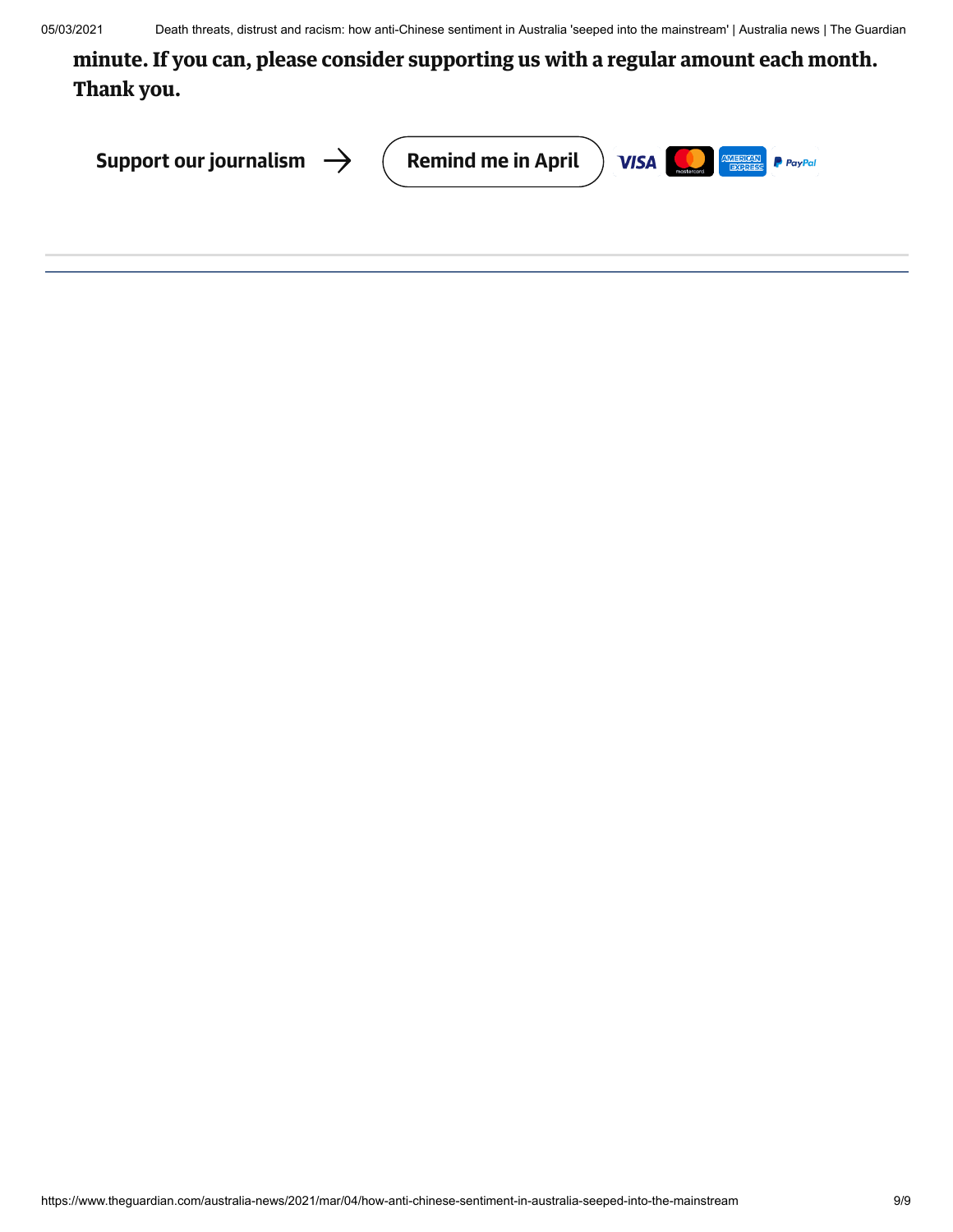**minute. If you can, please consider supporting us with a regular amount each month. Thank you.**

**Support our journalism →**

**Remind me in April**

VISA mastercard AMERICAN EXPRESS PayPal